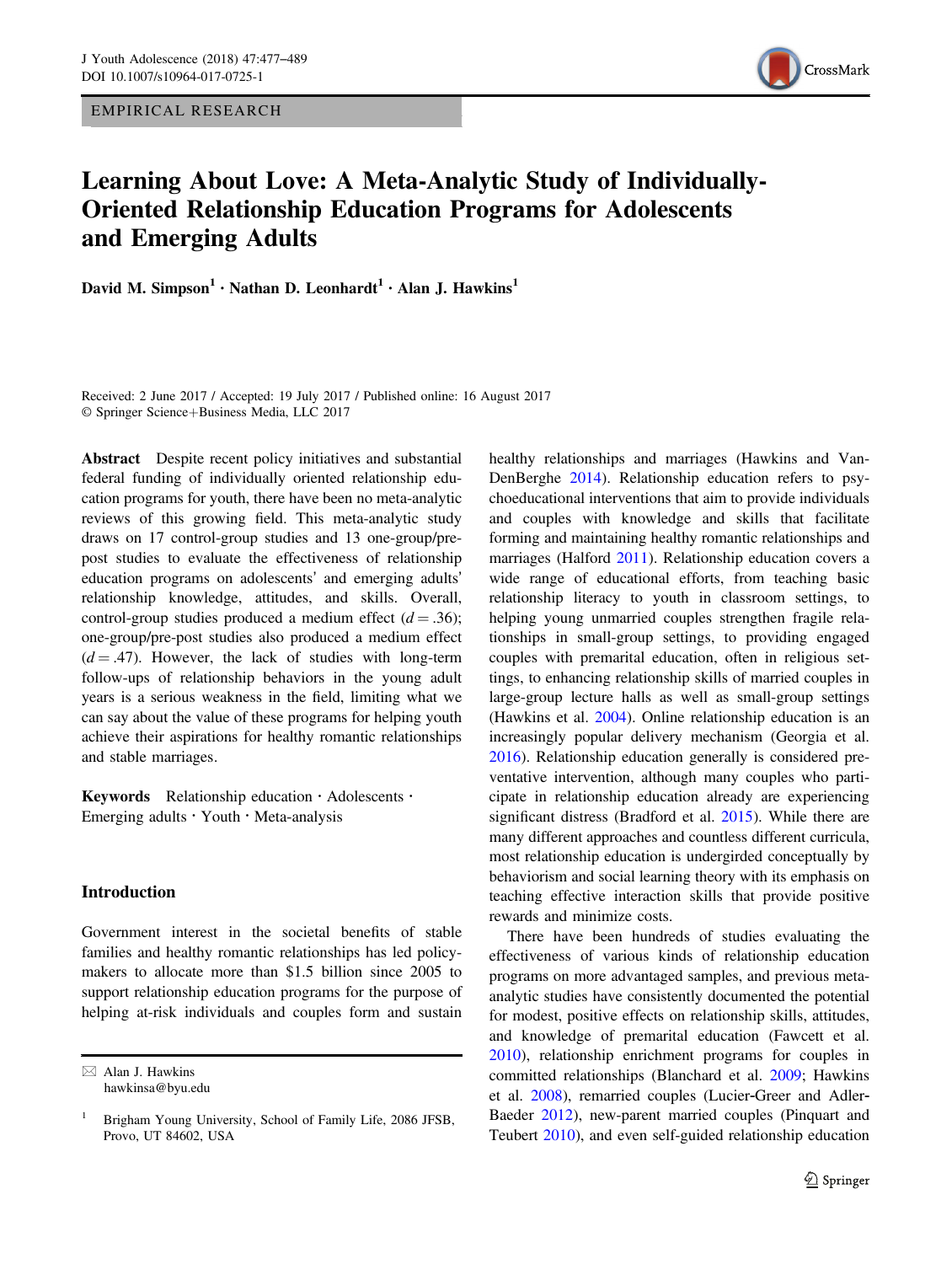EMPIRICAL RESEARCH

# Learning About Love: A Meta-Analytic Study of Individually-Oriented Relationship Education Programs for Adolescents and Emerging Adults

**David M. Simpson[1] · Nathan D. Leonhardt[1] · Alan J. Hawkins[1]**

Received: 2 June 2017 / Accepted: 19 July 2017 / Published online: 16 August 2017
© Springer Science+Business Media, LLC 2017

**Abstract** Despite recent policy initiatives and substantial federal funding of individually oriented relationship education programs for youth, there have been no meta-analytic reviews of this growing field. This meta-analytic study draws on 17 control-group studies and 13 one-group/pre-post studies to evaluate the effectiveness of relationship education programs on adolescents' and emerging adults' relationship knowledge, attitudes, and skills. Overall, control-group studies produced a medium effect ($d = .36$); one-group/pre-post studies also produced a medium effect ($d = .47$). However, the lack of studies with long-term follow-ups of relationship behaviors in the young adult years is a serious weakness in the field, limiting what we can say about the value of these programs for helping youth achieve their aspirations for healthy romantic relationships and stable marriages.

**Keywords** Relationship education · Adolescents · Emerging adults · Youth · Meta-analysis

## Introduction

Government interest in the societal benefits of stable families and healthy romantic relationships has led policymakers to allocate more than $1.5 billion since 2005 to support relationship education programs for the purpose of helping at-risk individuals and couples form and sustain healthy relationships and marriages (Hawkins and VanDenBerghe 2014). Relationship education refers to psychoeducational interventions that aim to provide individuals and couples with knowledge and skills that facilitate forming and maintaining healthy romantic relationships and marriages (Halford 2011). Relationship education covers a wide range of educational efforts, from teaching basic relationship literacy to youth in classroom settings, to helping young unmarried couples strengthen fragile relationships in small-group settings, to providing engaged couples with premarital education, often in religious settings, to enhancing relationship skills of married couples in large-group lecture halls as well as small-group settings (Hawkins et al. 2004). Online relationship education is an increasingly popular delivery mechanism (Georgia et al. 2016). Relationship education generally is considered preventative intervention, although many couples who participate in relationship education already are experiencing significant distress (Bradford et al. 2015). While there are many different approaches and countless different curricula, most relationship education is undergirded conceptually by behaviorism and social learning theory with its emphasis on teaching effective interaction skills that provide positive rewards and minimize costs.

There have been hundreds of studies evaluating the effectiveness of various kinds of relationship education programs on more advantaged samples, and previous meta-analytic studies have consistently documented the potential for modest, positive effects on relationship skills, attitudes, and knowledge of premarital education (Fawcett et al. 2010), relationship enrichment programs for couples in committed relationships (Blanchard et al. 2009; Hawkins et al. 2008), remarried couples (Lucier-Greer and Adler-Baeder 2012), new-parent married couples (Pinquart and Teubert 2010), and even self-guided relationship education

✉ Alan J. Hawkins
hawkinsa@byu.edu

[1] Brigham Young University, School of Family Life, 2086 JFSB, Provo, UT 84602, USA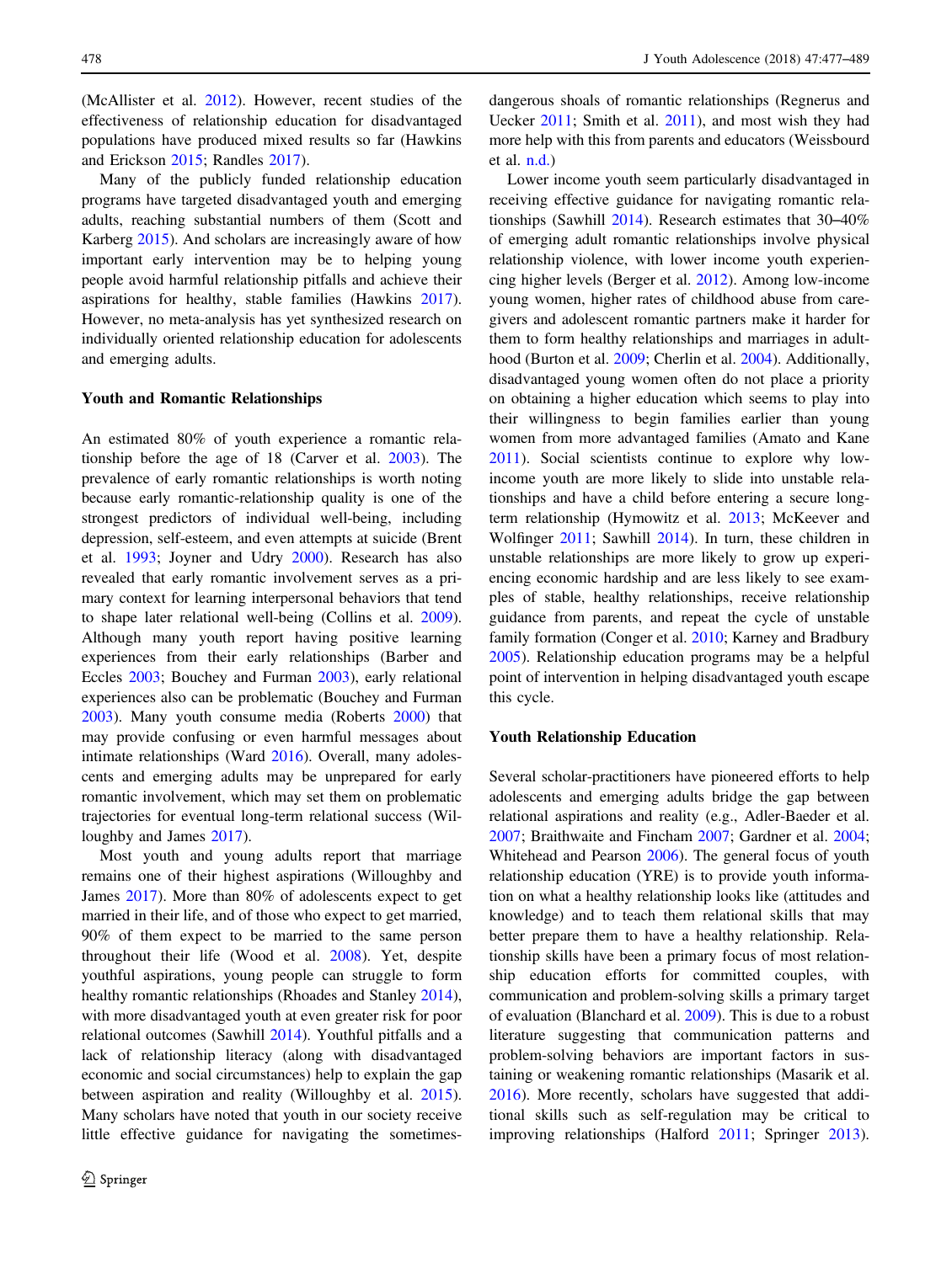(McAllister et al. 2012). However, recent studies of the effectiveness of relationship education for disadvantaged populations have produced mixed results so far (Hawkins and Erickson 2015; Randles 2017).

Many of the publicly funded relationship education programs have targeted disadvantaged youth and emerging adults, reaching substantial numbers of them (Scott and Karberg 2015). And scholars are increasingly aware of how important early intervention may be to helping young people avoid harmful relationship pitfalls and achieve their aspirations for healthy, stable families (Hawkins 2017). However, no meta-analysis has yet synthesized research on individually oriented relationship education for adolescents and emerging adults.

### Youth and Romantic Relationships

An estimated 80% of youth experience a romantic relationship before the age of 18 (Carver et al. 2003). The prevalence of early romantic relationships is worth noting because early romantic-relationship quality is one of the strongest predictors of individual well-being, including depression, self-esteem, and even attempts at suicide (Brent et al. 1993; Joyner and Udry 2000). Research has also revealed that early romantic involvement serves as a primary context for learning interpersonal behaviors that tend to shape later relational well-being (Collins et al. 2009). Although many youth report having positive learning experiences from their early relationships (Barber and Eccles 2003; Bouchey and Furman 2003), early relational experiences also can be problematic (Bouchey and Furman 2003). Many youth consume media (Roberts 2000) that may provide confusing or even harmful messages about intimate relationships (Ward 2016). Overall, many adolescents and emerging adults may be unprepared for early romantic involvement, which may set them on problematic trajectories for eventual long-term relational success (Willoughby and James 2017).

Most youth and young adults report that marriage remains one of their highest aspirations (Willoughby and James 2017). More than 80% of adolescents expect to get married in their life, and of those who expect to get married, 90% of them expect to be married to the same person throughout their life (Wood et al. 2008). Yet, despite youthful aspirations, young people can struggle to form healthy romantic relationships (Rhoades and Stanley 2014), with more disadvantaged youth at even greater risk for poor relational outcomes (Sawhill 2014). Youthful pitfalls and a lack of relationship literacy (along with disadvantaged economic and social circumstances) help to explain the gap between aspiration and reality (Willoughby et al. 2015). Many scholars have noted that youth in our society receive little effective guidance for navigating the sometimes-dangerous shoals of romantic relationships (Regnerus and Uecker 2011; Smith et al. 2011), and most wish they had more help with this from parents and educators (Weissbourd et al. n.d.)

Lower income youth seem particularly disadvantaged in receiving effective guidance for navigating romantic relationships (Sawhill 2014). Research estimates that 30–40% of emerging adult romantic relationships involve physical relationship violence, with lower income youth experiencing higher levels (Berger et al. 2012). Among low-income young women, higher rates of childhood abuse from caregivers and adolescent romantic partners make it harder for them to form healthy relationships and marriages in adulthood (Burton et al. 2009; Cherlin et al. 2004). Additionally, disadvantaged young women often do not place a priority on obtaining a higher education which seems to play into their willingness to begin families earlier than young women from more advantaged families (Amato and Kane 2011). Social scientists continue to explore why low-income youth are more likely to slide into unstable relationships and have a child before entering a secure long-term relationship (Hymowitz et al. 2013; McKeever and Wolfinger 2011; Sawhill 2014). In turn, these children in unstable relationships are more likely to grow up experiencing economic hardship and are less likely to see examples of stable, healthy relationships, receive relationship guidance from parents, and repeat the cycle of unstable family formation (Conger et al. 2010; Karney and Bradbury 2005). Relationship education programs may be a helpful point of intervention in helping disadvantaged youth escape this cycle.

### Youth Relationship Education

Several scholar-practitioners have pioneered efforts to help adolescents and emerging adults bridge the gap between relational aspirations and reality (e.g., Adler-Baeder et al. 2007; Braithwaite and Fincham 2007; Gardner et al. 2004; Whitehead and Pearson 2006). The general focus of youth relationship education (YRE) is to provide youth information on what a healthy relationship looks like (attitudes and knowledge) and to teach them relational skills that may better prepare them to have a healthy relationship. Relationship skills have been a primary focus of most relationship education efforts for committed couples, with communication and problem-solving skills a primary target of evaluation (Blanchard et al. 2009). This is due to a robust literature suggesting that communication patterns and problem-solving behaviors are important factors in sustaining or weakening romantic relationships (Masarik et al. 2016). More recently, scholars have suggested that additional skills such as self-regulation may be critical to improving relationships (Halford 2011; Springer 2013).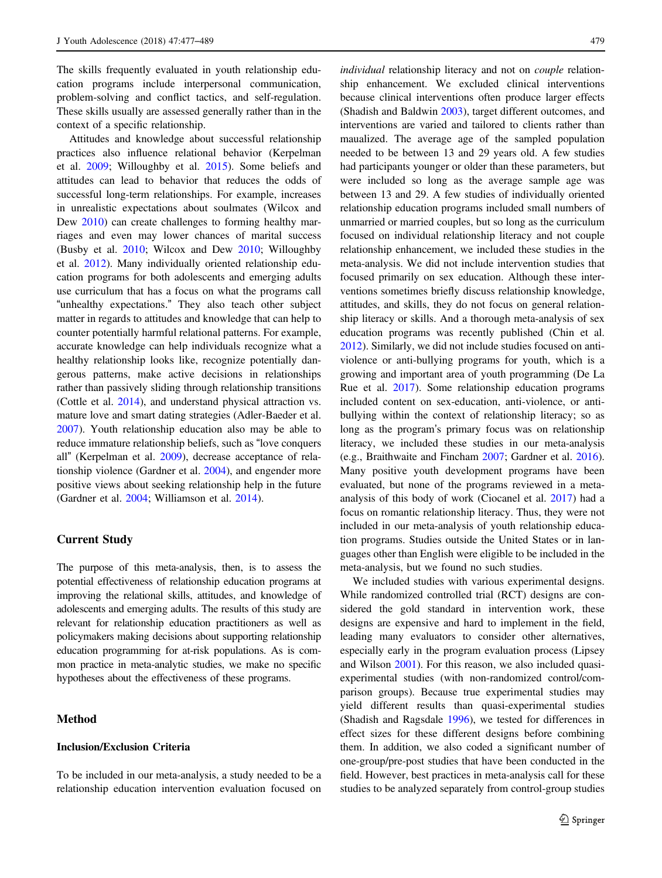The skills frequently evaluated in youth relationship education programs include interpersonal communication, problem-solving and conflict tactics, and self-regulation. These skills usually are assessed generally rather than in the context of a specific relationship.

Attitudes and knowledge about successful relationship practices also influence relational behavior (Kerpelman et al. 2009; Willoughby et al. 2015). Some beliefs and attitudes can lead to behavior that reduces the odds of successful long-term relationships. For example, increases in unrealistic expectations about soulmates (Wilcox and Dew 2010) can create challenges to forming healthy marriages and even may lower chances of marital success (Busby et al. 2010; Wilcox and Dew 2010; Willoughby et al. 2012). Many individually oriented relationship education programs for both adolescents and emerging adults use curriculum that has a focus on what the programs call "unhealthy expectations." They also teach other subject matter in regards to attitudes and knowledge that can help to counter potentially harmful relational patterns. For example, accurate knowledge can help individuals recognize what a healthy relationship looks like, recognize potentially dangerous patterns, make active decisions in relationships rather than passively sliding through relationship transitions (Cottle et al. 2014), and understand physical attraction vs. mature love and smart dating strategies (Adler-Baeder et al. 2007). Youth relationship education also may be able to reduce immature relationship beliefs, such as "love conquers all" (Kerpelman et al. 2009), decrease acceptance of relationship violence (Gardner et al. 2004), and engender more positive views about seeking relationship help in the future (Gardner et al. 2004; Williamson et al. 2014).

## Current Study

The purpose of this meta-analysis, then, is to assess the potential effectiveness of relationship education programs at improving the relational skills, attitudes, and knowledge of adolescents and emerging adults. The results of this study are relevant for relationship education practitioners as well as policymakers making decisions about supporting relationship education programming for at-risk populations. As is common practice in meta-analytic studies, we make no specific hypotheses about the effectiveness of these programs.

## Method

### Inclusion/Exclusion Criteria

To be included in our meta-analysis, a study needed to be a relationship education intervention evaluation focused on *individual* relationship literacy and not on *couple* relationship enhancement. We excluded clinical interventions because clinical interventions often produce larger effects (Shadish and Baldwin 2003), target different outcomes, and interventions are varied and tailored to clients rather than maualized. The average age of the sampled population needed to be between 13 and 29 years old. A few studies had participants younger or older than these parameters, but were included so long as the average sample age was between 13 and 29. A few studies of individually oriented relationship education programs included small numbers of unmarried or married couples, but so long as the curriculum focused on individual relationship literacy and not couple relationship enhancement, we included these studies in the meta-analysis. We did not include intervention studies that focused primarily on sex education. Although these interventions sometimes briefly discuss relationship knowledge, attitudes, and skills, they do not focus on general relationship literacy or skills. And a thorough meta-analysis of sex education programs was recently published (Chin et al. 2012). Similarly, we did not include studies focused on anti-violence or anti-bullying programs for youth, which is a growing and important area of youth programming (De La Rue et al. 2017). Some relationship education programs included content on sex-education, anti-violence, or anti-bullying within the context of relationship literacy; so as long as the program's primary focus was on relationship literacy, we included these studies in our meta-analysis (e.g., Braithwaite and Fincham 2007; Gardner et al. 2016). Many positive youth development programs have been evaluated, but none of the programs reviewed in a meta-analysis of this body of work (Ciocanel et al. 2017) had a focus on romantic relationship literacy. Thus, they were not included in our meta-analysis of youth relationship education programs. Studies outside the United States or in languages other than English were eligible to be included in the meta-analysis, but we found no such studies.

We included studies with various experimental designs. While randomized controlled trial (RCT) designs are considered the gold standard in intervention work, these designs are expensive and hard to implement in the field, leading many evaluators to consider other alternatives, especially early in the program evaluation process (Lipsey and Wilson 2001). For this reason, we also included quasi-experimental studies (with non-randomized control/comparison groups). Because true experimental studies may yield different results than quasi-experimental studies (Shadish and Ragsdale 1996), we tested for differences in effect sizes for these different designs before combining them. In addition, we also coded a significant number of one-group/pre-post studies that have been conducted in the field. However, best practices in meta-analysis call for these studies to be analyzed separately from control-group studies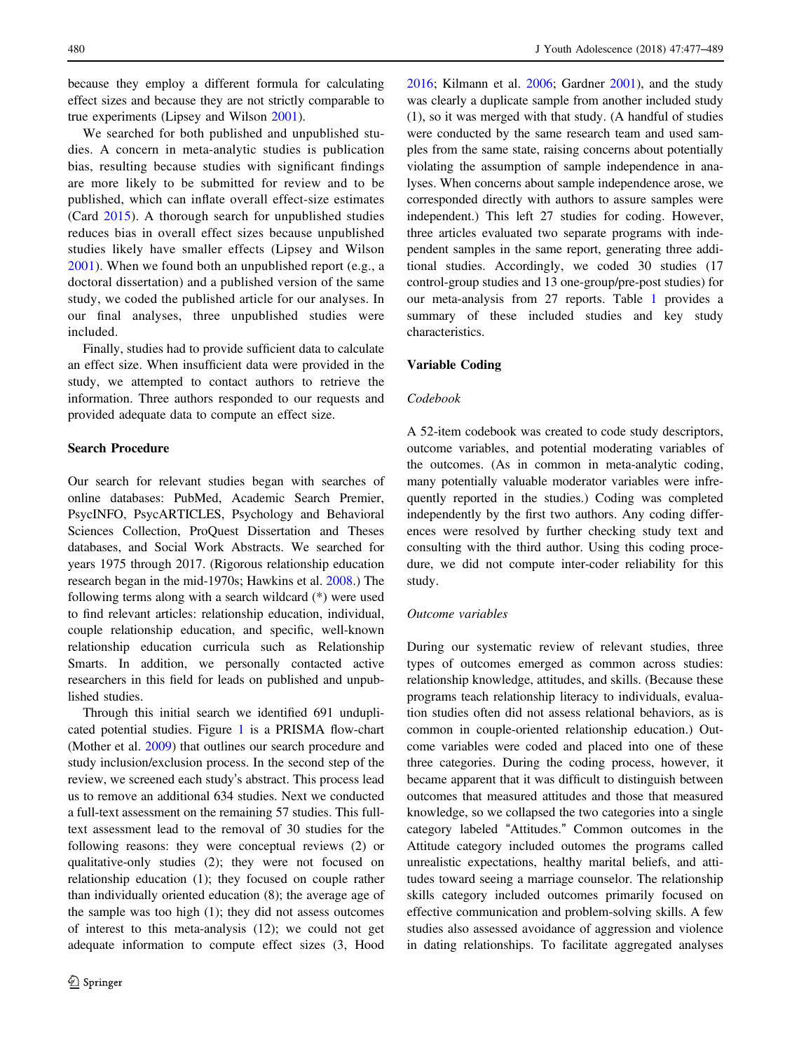because they employ a different formula for calculating effect sizes and because they are not strictly comparable to true experiments (Lipsey and Wilson 2001).

We searched for both published and unpublished studies. A concern in meta-analytic studies is publication bias, resulting because studies with significant findings are more likely to be submitted for review and to be published, which can inflate overall effect-size estimates (Card 2015). A thorough search for unpublished studies reduces bias in overall effect sizes because unpublished studies likely have smaller effects (Lipsey and Wilson 2001). When we found both an unpublished report (e.g., a doctoral dissertation) and a published version of the same study, we coded the published article for our analyses. In our final analyses, three unpublished studies were included.

Finally, studies had to provide sufficient data to calculate an effect size. When insufficient data were provided in the study, we attempted to contact authors to retrieve the information. Three authors responded to our requests and provided adequate data to compute an effect size.

### Search Procedure

Our search for relevant studies began with searches of online databases: PubMed, Academic Search Premier, PsycINFO, PsycARTICLES, Psychology and Behavioral Sciences Collection, ProQuest Dissertation and Theses databases, and Social Work Abstracts. We searched for years 1975 through 2017. (Rigorous relationship education research began in the mid-1970s; Hawkins et al. 2008.) The following terms along with a search wildcard (*) were used to find relevant articles: relationship education, individual, couple relationship education, and specific, well-known relationship education curricula such as Relationship Smarts. In addition, we personally contacted active researchers in this field for leads on published and unpublished studies.

Through this initial search we identified 691 unduplicated potential studies. Figure 1 is a PRISMA flow-chart (Mother et al. 2009) that outlines our search procedure and study inclusion/exclusion process. In the second step of the review, we screened each study's abstract. This process lead us to remove an additional 634 studies. Next we conducted a full-text assessment on the remaining 57 studies. This full-text assessment lead to the removal of 30 studies for the following reasons: they were conceptual reviews (2) or qualitative-only studies (2); they were not focused on relationship education (1); they focused on couple rather than individually oriented education (8); the average age of the sample was too high (1); they did not assess outcomes of interest to this meta-analysis (12); we could not get adequate information to compute effect sizes (3, Hood 2016; Kilmann et al. 2006; Gardner 2001), and the study was clearly a duplicate sample from another included study (1), so it was merged with that study. (A handful of studies were conducted by the same research team and used samples from the same state, raising concerns about potentially violating the assumption of sample independence in analyses. When concerns about sample independence arose, we corresponded directly with authors to assure samples were independent.) This left 27 studies for coding. However, three articles evaluated two separate programs with independent samples in the same report, generating three additional studies. Accordingly, we coded 30 studies (17 control-group studies and 13 one-group/pre-post studies) for our meta-analysis from 27 reports. Table 1 provides a summary of these included studies and key study characteristics.

### Variable Coding

#### *Codebook*

A 52-item codebook was created to code study descriptors, outcome variables, and potential moderating variables of the outcomes. (As in common in meta-analytic coding, many potentially valuable moderator variables were infrequently reported in the studies.) Coding was completed independently by the first two authors. Any coding differences were resolved by further checking study text and consulting with the third author. Using this coding procedure, we did not compute inter-coder reliability for this study.

#### *Outcome variables*

During our systematic review of relevant studies, three types of outcomes emerged as common across studies: relationship knowledge, attitudes, and skills. (Because these programs teach relationship literacy to individuals, evaluation studies often did not assess relational behaviors, as is common in couple-oriented relationship education.) Outcome variables were coded and placed into one of these three categories. During the coding process, however, it became apparent that it was difficult to distinguish between outcomes that measured attitudes and those that measured knowledge, so we collapsed the two categories into a single category labeled "Attitudes." Common outcomes in the Attitude category included outomes the programs called unrealistic expectations, healthy marital beliefs, and attitudes toward seeing a marriage counselor. The relationship skills category included outcomes primarily focused on effective communication and problem-solving skills. A few studies also assessed avoidance of aggression and violence in dating relationships. To facilitate aggregated analyses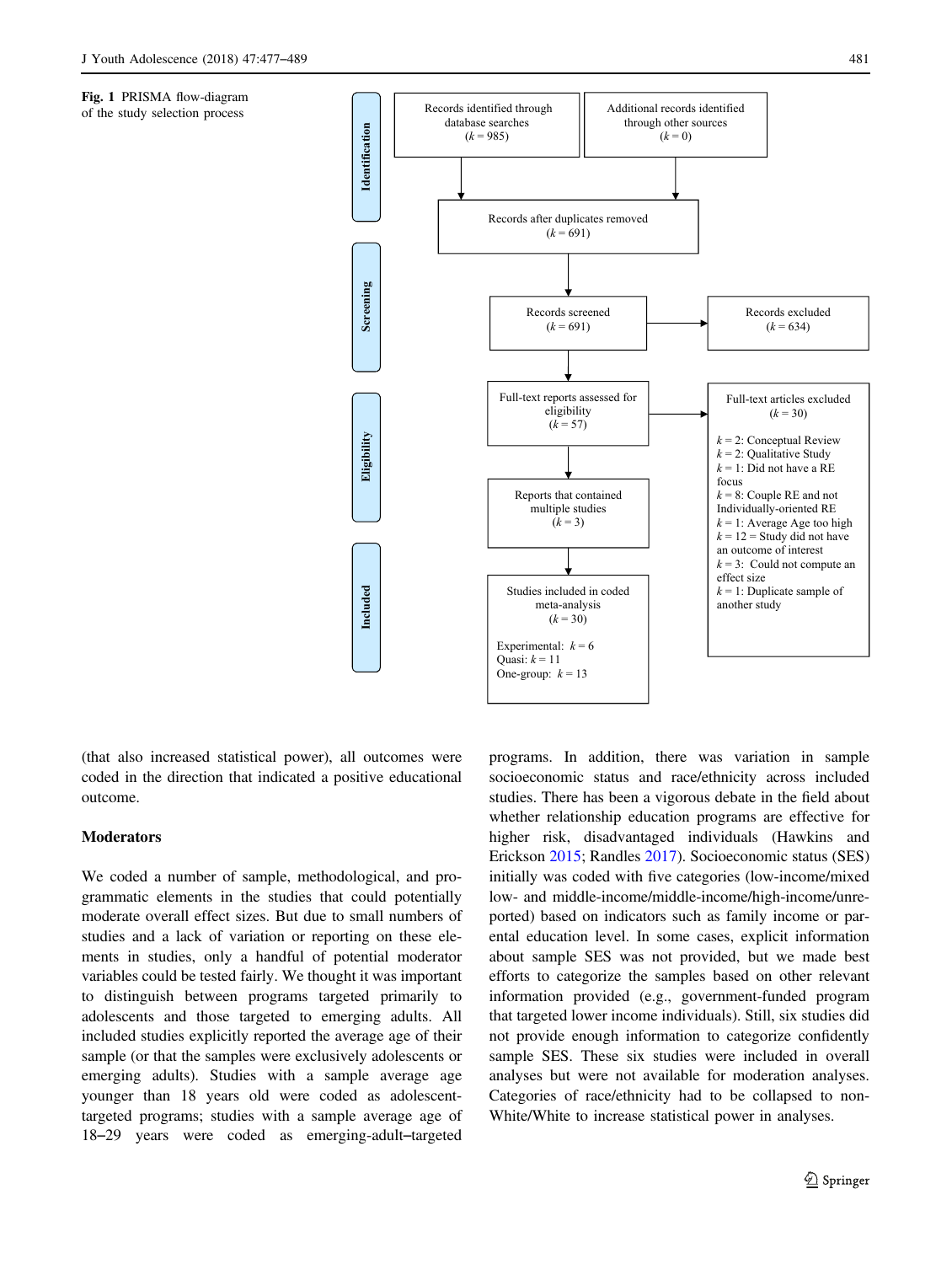**Fig. 1** PRISMA flow-diagram of the study selection process

**Identification**

Records identified through database searches ($k = 985$)

Additional records identified through other sources ($k = 0$)

Records after duplicates removed ($k = 691$)

**Screening**

Records screened ($k = 691$)

Records excluded ($k = 634$)

**Eligibility**

Full-text reports assessed for eligibility ($k = 57$)

Full-text articles excluded ($k = 30$)

- $k = 2$: Conceptual Review
- $k = 2$: Qualitative Study
- $k = 1$: Did not have a RE focus
- $k = 8$: Couple RE and not Individually-oriented RE
- $k = 1$: Average Age too high
- $k = 12$ = Study did not have an outcome of interest
- $k = 3$: Could not compute an effect size
- $k = 1$: Duplicate sample of another study

Reports that contained multiple studies ($k = 3$)

**Included**

Studies included in coded meta-analysis ($k = 30$)

Experimental: $k = 6$
Quasi: $k = 11$
One-group: $k = 13$

(that also increased statistical power), all outcomes were coded in the direction that indicated a positive educational outcome.

### Moderators

We coded a number of sample, methodological, and programmatic elements in the studies that could potentially moderate overall effect sizes. But due to small numbers of studies and a lack of variation or reporting on these elements in studies, only a handful of potential moderator variables could be tested fairly. We thought it was important to distinguish between programs targeted primarily to adolescents and those targeted to emerging adults. All included studies explicitly reported the average age of their sample (or that the samples were exclusively adolescents or emerging adults). Studies with a sample average age younger than 18 years old were coded as adolescent-targeted programs; studies with a sample average age of 18–29 years were coded as emerging-adult–targeted programs. In addition, there was variation in sample socioeconomic status and race/ethnicity across included studies. There has been a vigorous debate in the field about whether relationship education programs are effective for higher risk, disadvantaged individuals (Hawkins and Erickson 2015; Randles 2017). Socioeconomic status (SES) initially was coded with five categories (low-income/mixed low- and middle-income/middle-income/high-income/unreported) based on indicators such as family income or parental education level. In some cases, explicit information about sample SES was not provided, but we made best efforts to categorize the samples based on other relevant information provided (e.g., government-funded program that targeted lower income individuals). Still, six studies did not provide enough information to categorize confidently sample SES. These six studies were included in overall analyses but were not available for moderation analyses. Categories of race/ethnicity had to be collapsed to non-White/White to increase statistical power in analyses.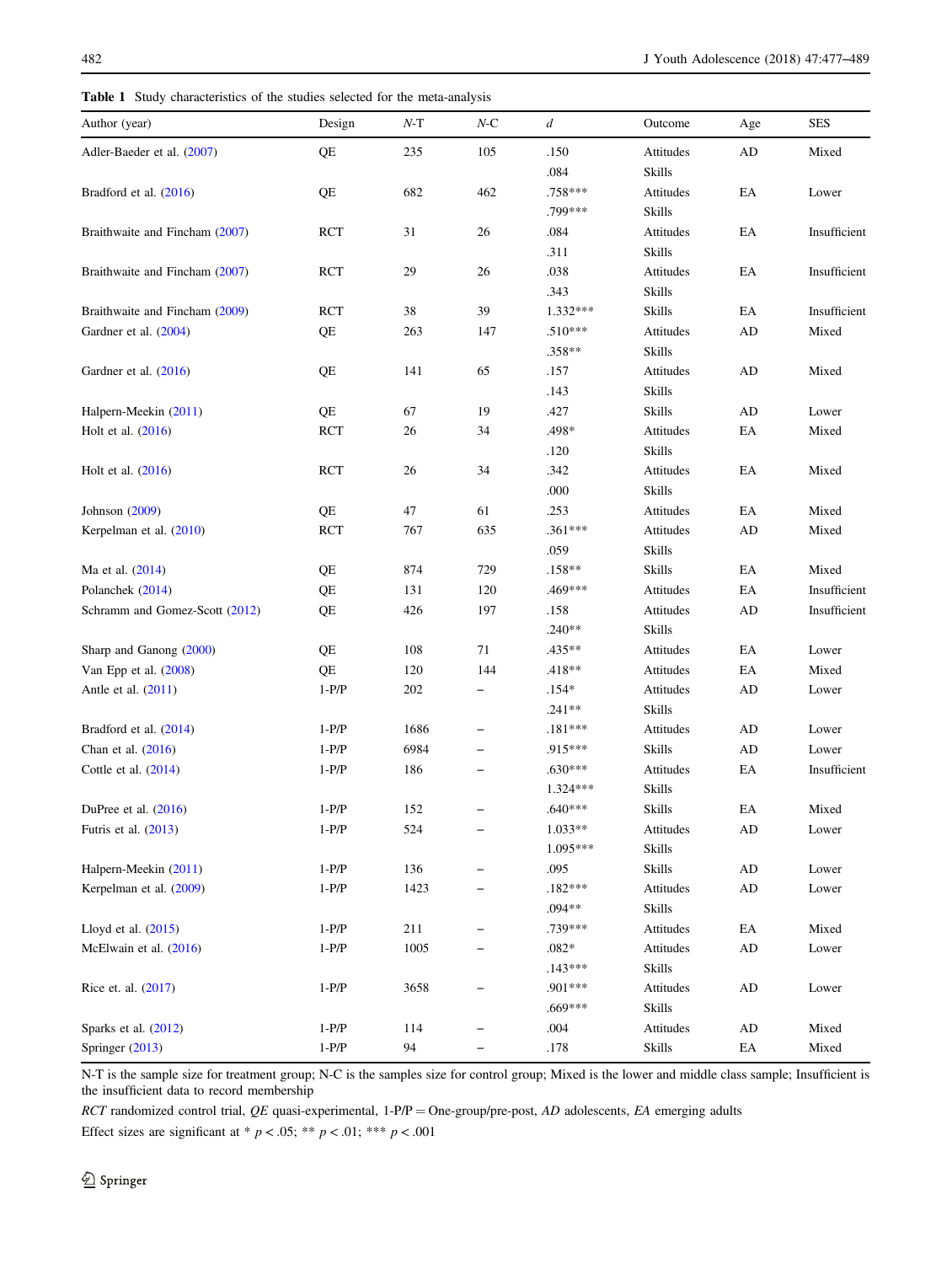**Table 1** Study characteristics of the studies selected for the meta-analysis

| Author (year) | Design | *N*-T | *N*-C | *d* | Outcome | Age | SES |
|---|---|---|---|---|---|---|---|
| Adler-Baeder et al. (2007) | QE | 235 | 105 | .150 | Attitudes | AD | Mixed |
| | | | | .084 | Skills | | |
| Bradford et al. (2016) | QE | 682 | 462 | .758*** | Attitudes | EA | Lower |
| | | | | .799*** | Skills | | |
| Braithwaite and Fincham (2007) | RCT | 31 | 26 | .084 | Attitudes | EA | Insufficient |
| | | | | .311 | Skills | | |
| Braithwaite and Fincham (2007) | RCT | 29 | 26 | .038 | Attitudes | EA | Insufficient |
| | | | | .343 | Skills | | |
| Braithwaite and Fincham (2009) | RCT | 38 | 39 | 1.332*** | Skills | EA | Insufficient |
| Gardner et al. (2004) | QE | 263 | 147 | .510*** | Attitudes | AD | Mixed |
| | | | | .358** | Skills | | |
| Gardner et al. (2016) | QE | 141 | 65 | .157 | Attitudes | AD | Mixed |
| | | | | .143 | Skills | | |
| Halpern-Meekin (2011) | QE | 67 | 19 | .427 | Skills | AD | Lower |
| Holt et al. (2016) | RCT | 26 | 34 | .498* | Attitudes | EA | Mixed |
| | | | | .120 | Skills | | |
| Holt et al. (2016) | RCT | 26 | 34 | .342 | Attitudes | EA | Mixed |
| | | | | .000 | Skills | | |
| Johnson (2009) | QE | 47 | 61 | .253 | Attitudes | EA | Mixed |
| Kerpelman et al. (2010) | RCT | 767 | 635 | .361*** | Attitudes | AD | Mixed |
| | | | | .059 | Skills | | |
| Ma et al. (2014) | QE | 874 | 729 | .158** | Skills | EA | Mixed |
| Polanchek (2014) | QE | 131 | 120 | .469*** | Attitudes | EA | Insufficient |
| Schramm and Gomez-Scott (2012) | QE | 426 | 197 | .158 | Attitudes | AD | Insufficient |
| | | | | .240** | Skills | | |
| Sharp and Ganong (2000) | QE | 108 | 71 | .435** | Attitudes | EA | Lower |
| Van Epp et al. (2008) | QE | 120 | 144 | .418** | Attitudes | EA | Mixed |
| Antle et al. (2011) | 1-P/P | 202 | – | .154* | Attitudes | AD | Lower |
| | | | | .241** | Skills | | |
| Bradford et al. (2014) | 1-P/P | 1686 | – | .181*** | Attitudes | AD | Lower |
| Chan et al. (2016) | 1-P/P | 6984 | – | .915*** | Skills | AD | Lower |
| Cottle et al. (2014) | 1-P/P | 186 | – | .630*** | Attitudes | EA | Insufficient |
| | | | | 1.324*** | Skills | | |
| DuPree et al. (2016) | 1-P/P | 152 | – | .640*** | Skills | EA | Mixed |
| Futris et al. (2013) | 1-P/P | 524 | – | 1.033** | Attitudes | AD | Lower |
| | | | | 1.095*** | Skills | | |
| Halpern-Meekin (2011) | 1-P/P | 136 | – | .095 | Skills | AD | Lower |
| Kerpelman et al. (2009) | 1-P/P | 1423 | – | .182*** | Attitudes | AD | Lower |
| | | | | .094** | Skills | | |
| Lloyd et al. (2015) | 1-P/P | 211 | – | .739*** | Attitudes | EA | Mixed |
| McElwain et al. (2016) | 1-P/P | 1005 | – | .082* | Attitudes | AD | Lower |
| | | | | .143*** | Skills | | |
| Rice et. al. (2017) | 1-P/P | 3658 | – | .901*** | Attitudes | AD | Lower |
| | | | | .669*** | Skills | | |
| Sparks et al. (2012) | 1-P/P | 114 | – | .004 | Attitudes | AD | Mixed |
| Springer (2013) | 1-P/P | 94 | – | .178 | Skills | EA | Mixed |

N-T is the sample size for treatment group; N-C is the samples size for control group; Mixed is the lower and middle class sample; Insufficient is the insufficient data to record membership

*RCT* randomized control trial, *QE* quasi-experimental, 1-P/P = One-group/pre-post, *AD* adolescents, *EA* emerging adults

Effect sizes are significant at * $p < .05$; ** $p < .01$; *** $p < .001$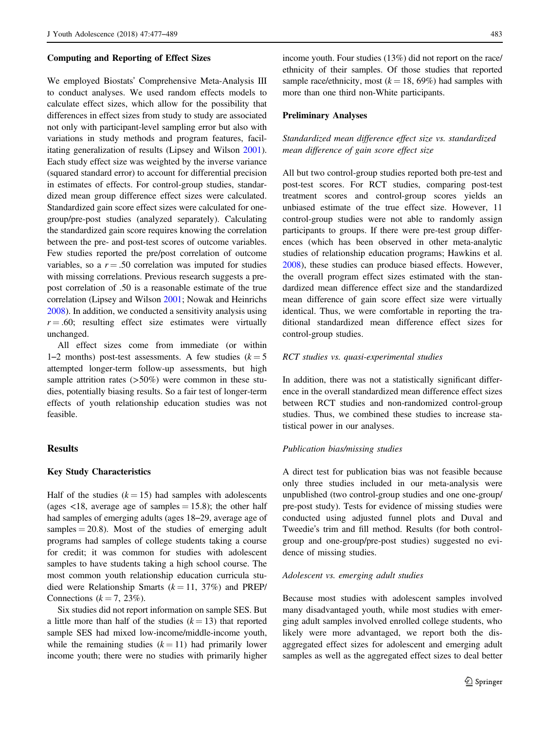### Computing and Reporting of Effect Sizes

We employed Biostats' Comprehensive Meta-Analysis III to conduct analyses. We used random effects models to calculate effect sizes, which allow for the possibility that differences in effect sizes from study to study are associated not only with participant-level sampling error but also with variations in study methods and program features, facilitating generalization of results (Lipsey and Wilson 2001). Each study effect size was weighted by the inverse variance (squared standard error) to account for differential precision in estimates of effects. For control-group studies, standardized mean group difference effect sizes were calculated. Standardized gain score effect sizes were calculated for one-group/pre-post studies (analyzed separately). Calculating the standardized gain score requires knowing the correlation between the pre- and post-test scores of outcome variables. Few studies reported the pre/post correlation of outcome variables, so a $r = .50$ correlation was imputed for studies with missing correlations. Previous research suggests a pre-post correlation of .50 is a reasonable estimate of the true correlation (Lipsey and Wilson 2001; Nowak and Heinrichs 2008). In addition, we conducted a sensitivity analysis using $r = .60$; resulting effect size estimates were virtually unchanged.

All effect sizes come from immediate (or within 1–2 months) post-test assessments. A few studies ($k = 5$ attempted longer-term follow-up assessments, but high sample attrition rates (>50%) were common in these studies, potentially biasing results. So a fair test of longer-term effects of youth relationship education studies was not feasible.

## Results

### Key Study Characteristics

Half of the studies ($k = 15$) had samples with adolescents (ages <18, average age of samples = 15.8); the other half had samples of emerging adults (ages 18–29, average age of samples = 20.8). Most of the studies of emerging adult programs had samples of college students taking a course for credit; it was common for studies with adolescent samples to have students taking a high school course. The most common youth relationship education curricula studied were Relationship Smarts ($k = 11$, 37%) and PREP/Connections ($k = 7$, 23%).

Six studies did not report information on sample SES. But a little more than half of the studies ($k = 13$) that reported sample SES had mixed low-income/middle-income youth, while the remaining studies ($k = 11$) had primarily lower income youth; there were no studies with primarily higher income youth. Four studies (13%) did not report on the race/ethnicity of their samples. Of those studies that reported sample race/ethnicity, most ($k = 18$, 69%) had samples with more than one third non-White participants.

### Preliminary Analyses

#### *Standardized mean difference effect size vs. standardized mean difference of gain score effect size*

All but two control-group studies reported both pre-test and post-test scores. For RCT studies, comparing post-test treatment scores and control-group scores yields an unbiased estimate of the true effect size. However, 11 control-group studies were not able to randomly assign participants to groups. If there were pre-test group differences (which has been observed in other meta-analytic studies of relationship education programs; Hawkins et al. 2008), these studies can produce biased effects. However, the overall program effect sizes estimated with the standardized mean difference effect size and the standardized mean difference of gain score effect size were virtually identical. Thus, we were comfortable in reporting the traditional standardized mean difference effect sizes for control-group studies.

#### *RCT studies vs. quasi-experimental studies*

In addition, there was not a statistically significant difference in the overall standardized mean difference effect sizes between RCT studies and non-randomized control-group studies. Thus, we combined these studies to increase statistical power in our analyses.

#### *Publication bias/missing studies*

A direct test for publication bias was not feasible because only three studies included in our meta-analysis were unpublished (two control-group studies and one one-group/pre-post study). Tests for evidence of missing studies were conducted using adjusted funnel plots and Duval and Tweedie's trim and fill method. Results (for both control-group and one-group/pre-post studies) suggested no evidence of missing studies.

#### *Adolescent vs. emerging adult studies*

Because most studies with adolescent samples involved many disadvantaged youth, while most studies with emerging adult samples involved enrolled college students, who likely were more advantaged, we report both the disaggregated effect sizes for adolescent and emerging adult samples as well as the aggregated effect sizes to deal better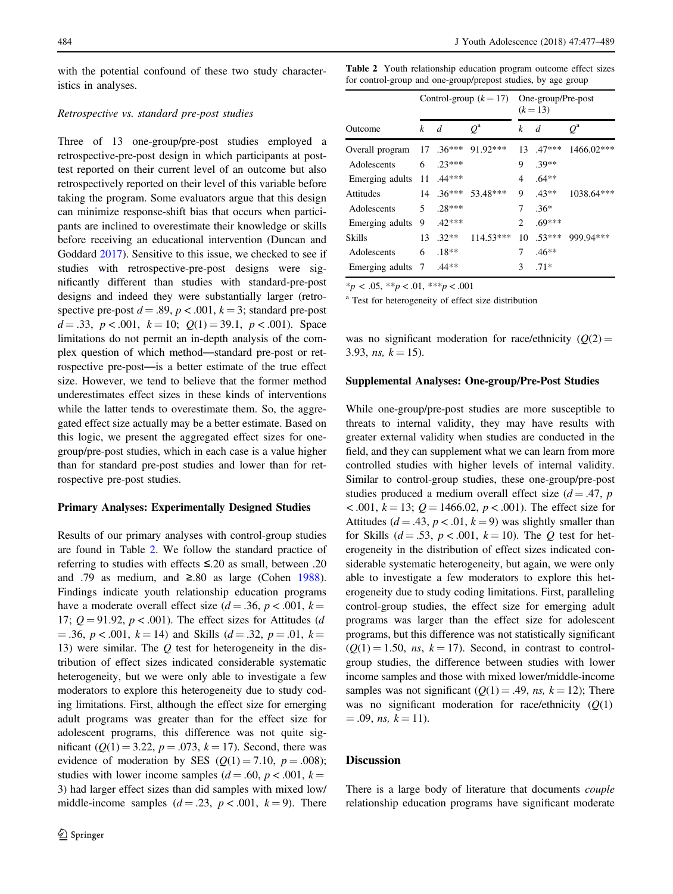with the potential confound of these two study characteristics in analyses.

*Retrospective vs. standard pre-post studies*

Three of 13 one-group/pre-post studies employed a retrospective-pre-post design in which participants at post-test reported on their current level of an outcome but also retrospectively reported on their level of this variable before taking the program. Some evaluators argue that this design can minimize response-shift bias that occurs when participants are inclined to overestimate their knowledge or skills before receiving an educational intervention (Duncan and Goddard 2017). Sensitive to this issue, we checked to see if studies with retrospective-pre-post designs were significantly different than studies with standard-pre-post designs and indeed they were substantially larger (retrospective pre-post $d = .89$, $p < .001$, $k = 3$; standard pre-post $d = .33$, $p < .001$, $k = 10$; $Q(1) = 39.1$, $p < .001$). Space limitations do not permit an in-depth analysis of the complex question of which method—standard pre-post or retrospective pre-post—is a better estimate of the true effect size. However, we tend to believe that the former method underestimates effect sizes in these kinds of interventions while the latter tends to overestimate them. So, the aggregated effect size actually may be a better estimate. Based on this logic, we present the aggregated effect sizes for one-group/pre-post studies, which in each case is a value higher than for standard pre-post studies and lower than for retrospective pre-post studies.

### Primary Analyses: Experimentally Designed Studies

Results of our primary analyses with control-group studies are found in Table 2. We follow the standard practice of referring to studies with effects ≤.20 as small, between .20 and .79 as medium, and ≥.80 as large (Cohen 1988). Findings indicate youth relationship education programs have a moderate overall effect size ($d = .36$, $p < .001$, $k = 17$; $Q = 91.92$, $p < .001$). The effect sizes for Attitudes ($d = .36$, $p < .001$, $k = 14$) and Skills ($d = .32$, $p = .01$, $k = 13$) were similar. The $Q$ test for heterogeneity in the distribution of effect sizes indicated considerable systematic heterogeneity, but we were only able to investigate a few moderators to explore this heterogeneity due to study coding limitations. First, although the effect size for emerging adult programs was greater than for the effect size for adolescent programs, this difference was not quite significant ($Q(1) = 3.22$, $p = .073$, $k = 17$). Second, there was evidence of moderation by SES ($Q(1) = 7.10$, $p = .008$); studies with lower income samples ($d = .60$, $p < .001$, $k = 3$) had larger effect sizes than did samples with mixed low/middle-income samples ($d = .23$, $p < .001$, $k = 9$). There was no significant moderation for race/ethnicity ($Q(2) = 3.93$, *ns*, $k = 15$).

**Table 2** Youth relationship education program outcome effect sizes for control-group and one-group/prepost studies, by age group

| | Control-group ($k = 17$) | | | One-group/Pre-post ($k = 13$) | | |
|---|---|---|---|---|---|---|
| Outcome | $k$ | $d$ | $Q^a$ | $k$ | $d$ | $Q^a$ |
| Overall program | 17 | .36*** | 91.92*** | 13 | .47*** | 1466.02*** |
| Adolescents | 6 | .23*** | | 9 | .39** | |
| Emerging adults | 11 | .44*** | | 4 | .64** | |
| Attitudes | 14 | .36*** | 53.48*** | 9 | .43** | 1038.64*** |
| Adolescents | 5 | .28*** | | 7 | .36* | |
| Emerging adults | 9 | .42*** | | 2 | .69*** | |
| Skills | 13 | .32** | 114.53*** | 10 | .53*** | 999.94*** |
| Adolescents | 6 | .18** | | 7 | .46** | |
| Emerging adults | 7 | .44** | | 3 | .71* | |

*$p < .05$, **$p < .01$, ***$p < .001$

[a] Test for heterogeneity of effect size distribution

### Supplemental Analyses: One-group/Pre-Post Studies

While one-group/pre-post studies are more susceptible to threats to internal validity, they may have results with greater external validity when studies are conducted in the field, and they can supplement what we can learn from more controlled studies with higher levels of internal validity. Similar to control-group studies, these one-group/pre-post studies produced a medium overall effect size ($d = .47$, $p < .001$, $k = 13$; $Q = 1466.02$, $p < .001$). The effect size for Attitudes ($d = .43$, $p < .01$, $k = 9$) was slightly smaller than for Skills ($d = .53$, $p < .001$, $k = 10$). The $Q$ test for heterogeneity in the distribution of effect sizes indicated considerable systematic heterogeneity, but again, we were only able to investigate a few moderators to explore this heterogeneity due to study coding limitations. First, paralleling control-group studies, the effect size for emerging adult programs was larger than the effect size for adolescent programs, but this difference was not statistically significant ($Q(1) = 1.50$, *ns*, $k = 17$). Second, in contrast to control-group studies, the difference between studies with lower income samples and those with mixed lower/middle-income samples was not significant ($Q(1) = .49$, *ns*, $k = 12$); There was no significant moderation for race/ethnicity ($Q(1) = .09$, *ns*, $k = 11$).

## Discussion

There is a large body of literature that documents *couple* relationship education programs have significant moderate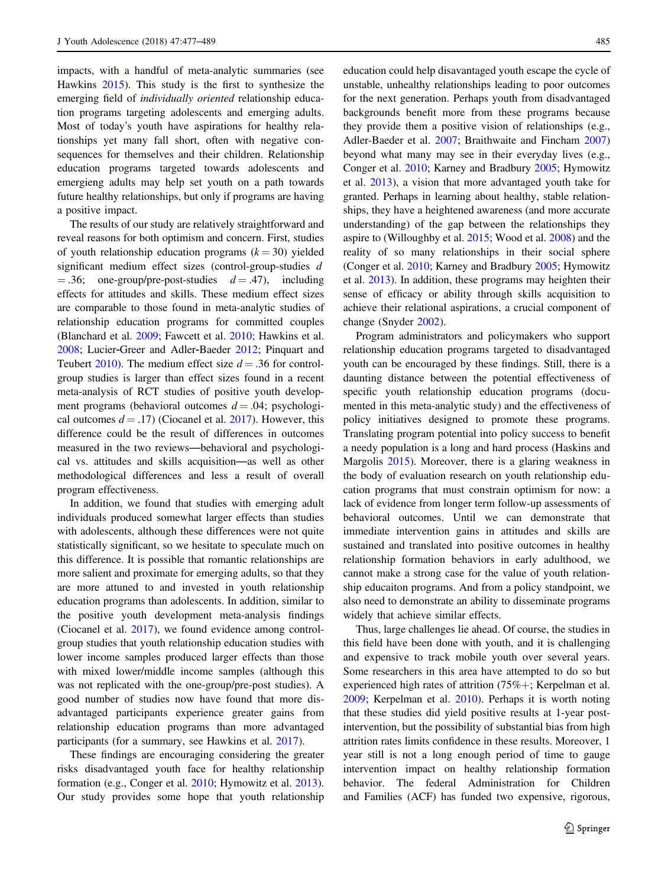impacts, with a handful of meta-analytic summaries (see Hawkins 2015). This study is the first to synthesize the emerging field of *individually oriented* relationship education programs targeting adolescents and emerging adults. Most of today's youth have aspirations for healthy relationships yet many fall short, often with negative consequences for themselves and their children. Relationship education programs targeted towards adolescents and emergieng adults may help set youth on a path towards future healthy relationships, but only if programs are having a positive impact.

The results of our study are relatively straightforward and reveal reasons for both optimism and concern. First, studies of youth relationship education programs ($k = 30$) yielded significant medium effect sizes (control-group-studies $d = .36$; one-group/pre-post-studies $d = .47$), including effects for attitudes and skills. These medium effect sizes are comparable to those found in meta-analytic studies of relationship education programs for committed couples (Blanchard et al. 2009; Fawcett et al. 2010; Hawkins et al. 2008; Lucier-Greer and Adler-Baeder 2012; Pinquart and Teubert 2010). The medium effect size $d = .36$ for control-group studies is larger than effect sizes found in a recent meta-analysis of RCT studies of positive youth development programs (behavioral outcomes $d = .04$; psychological outcomes $d = .17$) (Ciocanel et al. 2017). However, this difference could be the result of differences in outcomes measured in the two reviews—behavioral and psychological vs. attitudes and skills acquisition—as well as other methodological differences and less a result of overall program effectiveness.

In addition, we found that studies with emerging adult individuals produced somewhat larger effects than studies with adolescents, although these differences were not quite statistically significant, so we hesitate to speculate much on this difference. It is possible that romantic relationships are more salient and proximate for emerging adults, so that they are more attuned to and invested in youth relationship education programs than adolescents. In addition, similar to the positive youth development meta-analysis findings (Ciocanel et al. 2017), we found evidence among control-group studies that youth relationship education studies with lower income samples produced larger effects than those with mixed lower/middle income samples (although this was not replicated with the one-group/pre-post studies). A good number of studies now have found that more disadvantaged participants experience greater gains from relationship education programs than more advantaged participants (for a summary, see Hawkins et al. 2017).

These findings are encouraging considering the greater risks disadvantaged youth face for healthy relationship formation (e.g., Conger et al. 2010; Hymowitz et al. 2013). Our study provides some hope that youth relationship education could help disavantaged youth escape the cycle of unstable, unhealthy relationships leading to poor outcomes for the next generation. Perhaps youth from disadvantaged backgrounds benefit more from these programs because they provide them a positive vision of relationships (e.g., Adler-Baeder et al. 2007; Braithwaite and Fincham 2007) beyond what many may see in their everyday lives (e.g., Conger et al. 2010; Karney and Bradbury 2005; Hymowitz et al. 2013), a vision that more advantaged youth take for granted. Perhaps in learning about healthy, stable relationships, they have a heightened awareness (and more accurate understanding) of the gap between the relationships they aspire to (Willoughby et al. 2015; Wood et al. 2008) and the reality of so many relationships in their social sphere (Conger et al. 2010; Karney and Bradbury 2005; Hymowitz et al. 2013). In addition, these programs may heighten their sense of efficacy or ability through skills acquisition to achieve their relational aspirations, a crucial component of change (Snyder 2002).

Program administrators and policymakers who support relationship education programs targeted to disadvantaged youth can be encouraged by these findings. Still, there is a daunting distance between the potential effectiveness of specific youth relationship education programs (documented in this meta-analytic study) and the effectiveness of policy initiatives designed to promote these programs. Translating program potential into policy success to benefit a needy population is a long and hard process (Haskins and Margolis 2015). Moreover, there is a glaring weakness in the body of evaluation research on youth relationship education programs that must constrain optimism for now: a lack of evidence from longer term follow-up assessments of behavioral outcomes. Until we can demonstrate that immediate intervention gains in attitudes and skills are sustained and translated into positive outcomes in healthy relationship formation behaviors in early adulthood, we cannot make a strong case for the value of youth relationship educaiton programs. And from a policy standpoint, we also need to demonstrate an ability to disseminate programs widely that achieve similar effects.

Thus, large challenges lie ahead. Of course, the studies in this field have been done with youth, and it is challenging and expensive to track mobile youth over several years. Some researchers in this area have attempted to do so but experienced high rates of attrition (75%+; Kerpelman et al. 2009; Kerpelman et al. 2010). Perhaps it is worth noting that these studies did yield positive results at 1-year post-intervention, but the possibility of substantial bias from high attrition rates limits confidence in these results. Moreover, 1 year still is not a long enough period of time to gauge intervention impact on healthy relationship formation behavior. The federal Administration for Children and Families (ACF) has funded two expensive, rigorous,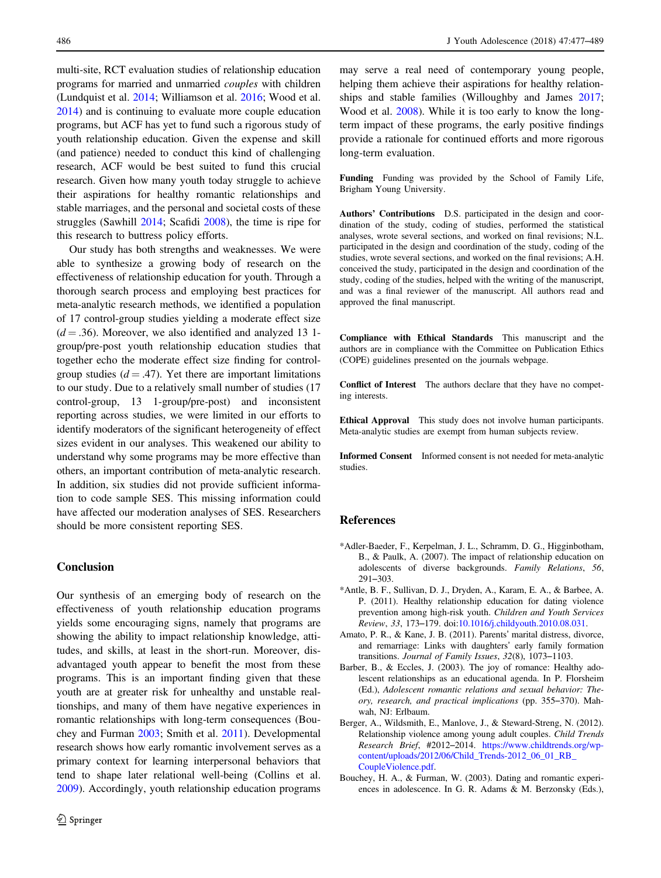multi-site, RCT evaluation studies of relationship education programs for married and unmarried *couples* with children (Lundquist et al. 2014; Williamson et al. 2016; Wood et al. 2014) and is continuing to evaluate more couple education programs, but ACF has yet to fund such a rigorous study of youth relationship education. Given the expense and skill (and patience) needed to conduct this kind of challenging research, ACF would be best suited to fund this crucial research. Given how many youth today struggle to achieve their aspirations for healthy romantic relationships and stable marriages, and the personal and societal costs of these struggles (Sawhill 2014; Scafidi 2008), the time is ripe for this research to buttress policy efforts.

Our study has both strengths and weaknesses. We were able to synthesize a growing body of research on the effectiveness of relationship education for youth. Through a thorough search process and employing best practices for meta-analytic research methods, we identified a population of 17 control-group studies yielding a moderate effect size ($d = .36$). Moreover, we also identified and analyzed 13 1-group/pre-post youth relationship education studies that together echo the moderate effect size finding for control-group studies ($d = .47$). Yet there are important limitations to our study. Due to a relatively small number of studies (17 control-group, 13 1-group/pre-post) and inconsistent reporting across studies, we were limited in our efforts to identify moderators of the significant heterogeneity of effect sizes evident in our analyses. This weakened our ability to understand why some programs may be more effective than others, an important contribution of meta-analytic research. In addition, six studies did not provide sufficient information to code sample SES. This missing information could have affected our moderation analyses of SES. Researchers should be more consistent reporting SES.

## Conclusion

Our synthesis of an emerging body of research on the effectiveness of youth relationship education programs yields some encouraging signs, namely that programs are showing the ability to impact relationship knowledge, attitudes, and skills, at least in the short-run. Moreover, disadvantaged youth appear to benefit the most from these programs. This is an important finding given that these youth are at greater risk for unhealthy and unstable relationships, and many of them have negative experiences in romantic relationships with long-term consequences (Bouchey and Furman 2003; Smith et al. 2011). Developmental research shows how early romantic involvement serves as a primary context for learning interpersonal behaviors that tend to shape later relational well-being (Collins et al. 2009). Accordingly, youth relationship education programs may serve a real need of contemporary young people, helping them achieve their aspirations for healthy relationships and stable families (Willoughby and James 2017; Wood et al. 2008). While it is too early to know the long-term impact of these programs, the early positive findings provide a rationale for continued efforts and more rigorous long-term evaluation.

**Funding** Funding was provided by the School of Family Life, Brigham Young University.

**Authors' Contributions** D.S. participated in the design and coordination of the study, coding of studies, performed the statistical analyses, wrote several sections, and worked on final revisions; N.L. participated in the design and coordination of the study, coding of the studies, wrote several sections, and worked on the final revisions; A.H. conceived the study, participated in the design and coordination of the study, coding of the studies, helped with the writing of the manuscript, and was a final reviewer of the manuscript. All authors read and approved the final manuscript.

**Compliance with Ethical Standards** This manuscript and the authors are in compliance with the Committee on Publication Ethics (COPE) guidelines presented on the journals webpage.

**Conflict of Interest** The authors declare that they have no competing interests.

**Ethical Approval** This study does not involve human participants. Meta-analytic studies are exempt from human subjects review.

**Informed Consent** Informed consent is not needed for meta-analytic studies.

## References

*Adler-Baeder, F., Kerpelman, J. L., Schramm, D. G., Higginbotham, B., & Paulk, A. (2007). The impact of relationship education on adolescents of diverse backgrounds. *Family Relations*, *56*, 291–303.

*Antle, B. F., Sullivan, D. J., Dryden, A., Karam, E. A., & Barbee, A. P. (2011). Healthy relationship education for dating violence prevention among high-risk youth. *Children and Youth Services Review*, *33*, 173–179. doi:10.1016/j.childyouth.2010.08.031.

Amato, P. R., & Kane, J. B. (2011). Parents' marital distress, divorce, and remarriage: Links with daughters' early family formation transitions. *Journal of Family Issues*, *32*(8), 1073–1103.

Barber, B., & Eccles, J. (2003). The joy of romance: Healthy adolescent relationships as an educational agenda. In P. Florsheim (Ed.), *Adolescent romantic relations and sexual behavior: Theory, research, and practical implications* (pp. 355–370). Mahwah, NJ: Erlbaum.

Berger, A., Wildsmith, E., Manlove, J., & Steward-Streng, N. (2012). Relationship violence among young adult couples. *Child Trends Research Brief*, #2012–2014. https://www.childtrends.org/wp-content/uploads/2012/06/Child_Trends-2012_06_01_RB_CoupleViolence.pdf.

Bouchey, H. A., & Furman, W. (2003). Dating and romantic experiences in adolescence. In G. R. Adams & M. Berzonsky (Eds.),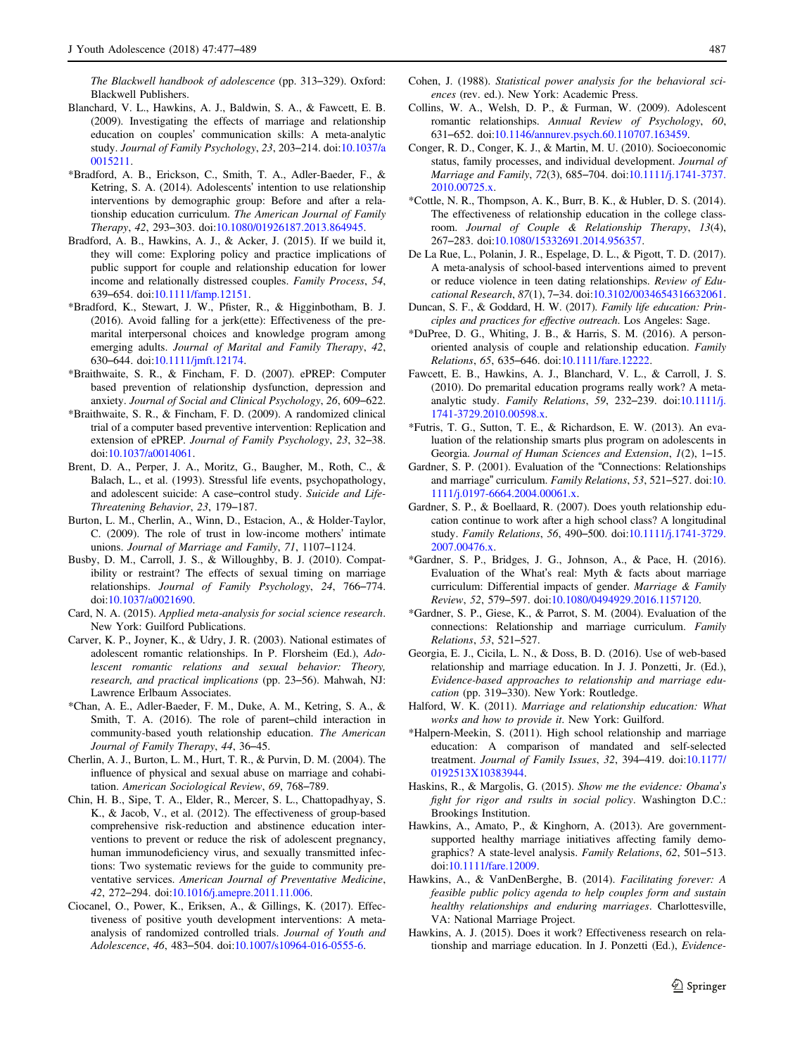*The Blackwell handbook of adolescence* (pp. 313–329). Oxford: Blackwell Publishers.

Blanchard, V. L., Hawkins, A. J., Baldwin, S. A., & Fawcett, E. B. (2009). Investigating the effects of marriage and relationship education on couples' communication skills: A meta-analytic study. *Journal of Family Psychology*, *23*, 203–214. doi:10.1037/a0015211.

*Bradford, A. B., Erickson, C., Smith, T. A., Adler-Baeder, F., & Ketring, S. A. (2014). Adolescents' intention to use relationship interventions by demographic group: Before and after a relationship education curriculum. *The American Journal of Family Therapy*, *42*, 293–303. doi:10.1080/01926187.2013.864945.

Bradford, A. B., Hawkins, A. J., & Acker, J. (2015). If we build it, they will come: Exploring policy and practice implications of public support for couple and relationship education for lower income and relationally distressed couples. *Family Process*, *54*, 639–654. doi:10.1111/famp.12151.

*Bradford, K., Stewart, J. W., Pfister, R., & Higginbotham, B. J. (2016). Avoid falling for a jerk(ette): Effectiveness of the premarital interpersonal choices and knowledge program among emerging adults. *Journal of Marital and Family Therapy*, *42*, 630–644. doi:10.1111/jmft.12174.

*Braithwaite, S. R., & Fincham, F. D. (2007). ePREP: Computer based prevention of relationship dysfunction, depression and anxiety. *Journal of Social and Clinical Psychology*, *26*, 609–622.

*Braithwaite, S. R., & Fincham, F. D. (2009). A randomized clinical trial of a computer based preventive intervention: Replication and extension of ePREP. *Journal of Family Psychology*, *23*, 32–38. doi:10.1037/a0014061.

Brent, D. A., Perper, J. A., Moritz, G., Baugher, M., Roth, C., & Balach, L., et al. (1993). Stressful life events, psychopathology, and adolescent suicide: A case–control study. *Suicide and Life-Threatening Behavior*, *23*, 179–187.

Burton, L. M., Cherlin, A., Winn, D., Estacion, A., & Holder-Taylor, C. (2009). The role of trust in low-income mothers' intimate unions. *Journal of Marriage and Family*, *71*, 1107–1124.

Busby, D. M., Carroll, J. S., & Willoughby, B. J. (2010). Compatibility or restraint? The effects of sexual timing on marriage relationships. *Journal of Family Psychology*, *24*, 766–774. doi:10.1037/a0021690.

Card, N. A. (2015). *Applied meta-analysis for social science research*. New York: Guilford Publications.

Carver, K. P., Joyner, K., & Udry, J. R. (2003). National estimates of adolescent romantic relationships. In P. Florsheim (Ed.), *Adolescent romantic relations and sexual behavior: Theory, research, and practical implications* (pp. 23–56). Mahwah, NJ: Lawrence Erlbaum Associates.

*Chan, A. E., Adler-Baeder, F. M., Duke, A. M., Ketring, S. A., & Smith, T. A. (2016). The role of parent–child interaction in community-based youth relationship education. *The American Journal of Family Therapy*, *44*, 36–45.

Cherlin, A. J., Burton, L. M., Hurt, T. R., & Purvin, D. M. (2004). The influence of physical and sexual abuse on marriage and cohabitation. *American Sociological Review*, *69*, 768–789.

Chin, H. B., Sipe, T. A., Elder, R., Mercer, S. L., Chattopadhyay, S. K., & Jacob, V., et al. (2012). The effectiveness of group-based comprehensive risk-reduction and abstinence education interventions to prevent or reduce the risk of adolescent pregnancy, human immunodeficiency virus, and sexually transmitted infections: Two systematic reviews for the guide to community preventative services. *American Journal of Preventative Medicine*, *42*, 272–294. doi:10.1016/j.amepre.2011.11.006.

Ciocanel, O., Power, K., Eriksen, A., & Gillings, K. (2017). Effectiveness of positive youth development interventions: A meta-analysis of randomized controlled trials. *Journal of Youth and Adolescence*, *46*, 483–504. doi:10.1007/s10964-016-0555-6.

Cohen, J. (1988). *Statistical power analysis for the behavioral sciences* (rev. ed.). New York: Academic Press.

Collins, W. A., Welsh, D. P., & Furman, W. (2009). Adolescent romantic relationships. *Annual Review of Psychology*, *60*, 631–652. doi:10.1146/annurev.psych.60.110707.163459.

Conger, R. D., Conger, K. J., & Martin, M. U. (2010). Socioeconomic status, family processes, and individual development. *Journal of Marriage and Family*, *72*(3), 685–704. doi:10.1111/j.1741-3737.2010.00725.x.

*Cottle, N. R., Thompson, A. K., Burr, B. K., & Hubler, D. S. (2014). The effectiveness of relationship education in the college classroom. *Journal of Couple & Relationship Therapy*, *13*(4), 267–283. doi:10.1080/15332691.2014.956357.

De La Rue, L., Polanin, J. R., Espelage, D. L., & Pigott, T. D. (2017). A meta-analysis of school-based interventions aimed to prevent or reduce violence in teen dating relationships. *Review of Educational Research*, *87*(1), 7–34. doi:10.3102/0034654316632061.

Duncan, S. F., & Goddard, H. W. (2017). *Family life education: Principles and practices for effective outreach*. Los Angeles: Sage.

*DuPree, D. G., Whiting, J. B., & Harris, S. M. (2016). A person-oriented analysis of couple and relationship education. *Family Relations*, *65*, 635–646. doi:10.1111/fare.12222.

Fawcett, E. B., Hawkins, A. J., Blanchard, V. L., & Carroll, J. S. (2010). Do premarital education programs really work? A meta-analytic study. *Family Relations*, *59*, 232–239. doi:10.1111/j.1741-3729.2010.00598.x.

*Futris, T. G., Sutton, T. E., & Richardson, E. W. (2013). An evaluation of the relationship smarts plus program on adolescents in Georgia. *Journal of Human Sciences and Extension*, *1*(2), 1–15.

Gardner, S. P. (2001). Evaluation of the "Connections: Relationships and marriage" curriculum. *Family Relations*, *53*, 521–527. doi:10.1111/j.0197-6664.2004.00061.x.

Gardner, S. P., & Boellaard, R. (2007). Does youth relationship education continue to work after a high school class? A longitudinal study. *Family Relations*, *56*, 490–500. doi:10.1111/j.1741-3729.2007.00476.x.

*Gardner, S. P., Bridges, J. G., Johnson, A., & Pace, H. (2016). Evaluation of the What's real: Myth & facts about marriage curriculum: Differential impacts of gender. *Marriage & Family Review*, *52*, 579–597. doi:10.1080/0494929.2016.1157120.

*Gardner, S. P., Giese, K., & Parrot, S. M. (2004). Evaluation of the connections: Relationship and marriage curriculum. *Family Relations*, *53*, 521–527.

Georgia, E. J., Cicila, L. N., & Doss, B. D. (2016). Use of web-based relationship and marriage education. In J. J. Ponzetti, Jr. (Ed.), *Evidence-based approaches to relationship and marriage education* (pp. 319–330). New York: Routledge.

Halford, W. K. (2011). *Marriage and relationship education: What works and how to provide it*. New York: Guilford.

*Halpern-Meekin, S. (2011). High school relationship and marriage education: A comparison of mandated and self-selected treatment. *Journal of Family Issues*, *32*, 394–419. doi:10.1177/0192513X10383944.

Haskins, R., & Margolis, G. (2015). *Show me the evidence: Obama's fight for rigor and rsults in social policy*. Washington D.C.: Brookings Institution.

Hawkins, A., Amato, P., & Kinghorn, A. (2013). Are government-supported healthy marriage initiatives affecting family demographics? A state-level analysis. *Family Relations*, *62*, 501–513. doi:10.1111/fare.12009.

Hawkins, A., & VanDenBerghe, B. (2014). *Facilitating forever: A feasible public policy agenda to help couples form and sustain healthy relationships and enduring marriages*. Charlottesville, VA: National Marriage Project.

Hawkins, A. J. (2015). Does it work? Effectiveness research on relationship and marriage education. In J. Ponzetti (Ed.), *Evidence-*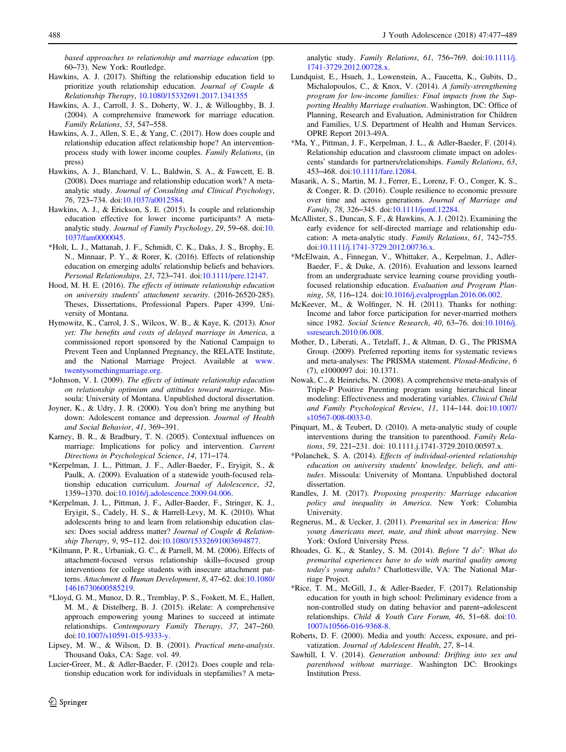based approaches to relationship and marriage education (pp. 60–73). New York: Routledge.

Hawkins, A. J. (2017). Shifting the relationship education field to prioritize youth relationship education. *Journal of Couple & Relationship Therapy*, 10.1080/15332691.2017.1341355

Hawkins, A. J., Carroll, J. S., Doherty, W. J., & Willoughby, B. J. (2004). A comprehensive framework for marriage education. *Family Relations*, *53*, 547–558.

Hawkins, A. J., Allen, S. E., & Yang, C. (2017). How does couple and relationship education affect relationship hope? An intervention-process study with lower income couples. *Family Relations*, (in press)

Hawkins, A. J., Blanchard, V. L., Baldwin, S. A., & Fawcett, E. B. (2008). Does marriage and relationship education work? A meta-analytic study. *Journal of Consulting and Clinical Psychology*, *76*, 723–734. doi:10.1037/a0012584.

Hawkins, A. J., & Erickson, S. E. (2015). Is couple and relationship education effective for lower income participants? A meta-analytic study. *Journal of Family Psychology*, *29*, 59–68. doi:10.1037/fam0000045.

*Holt, L. J., Mattanah, J. F., Schmidt, C. K., Daks, J. S., Brophy, E. N., Minnaar, P. Y., & Rorer, K. (2016). Effects of relationship education on emerging adults' relationship beliefs and behaviors. *Personal Relationships*, *23*, 723–741. doi:10.1111/pere.12147.

Hood, M. H. E. (2016). *The effects of intimate relationship education on university students' attachment security*. (2016-26520-285). Theses, Dissertations, Professional Papers. Paper 4399, University of Montana.

Hymowitz, K., Carrol, J. S., Wilcox, W. B., & Kaye, K. (2013). *Knot yet: The benefits and costs of delayed marriage in America*, a commissioned report sponsored by the National Campaign to Prevent Teen and Unplanned Pregnancy, the RELATE Institute, and the National Marriage Project. Available at www.twentysomethingmarriage.org.

*Johnson, V. I. (2009). *The effects of intimate relationship education on relationship optimism and attitudes toward marriage*. Missoula: University of Montana. Unpublished doctoral dissertation.

Joyner, K., & Udry, J. R. (2000). You don't bring me anything but down: Adolescent romance and depression. *Journal of Health and Social Behavior*, *41*, 369–391.

Karney, B. R., & Bradbury, T. N. (2005). Contextual influences on marriage: Implications for policy and intervention. *Current Directions in Psychological Science*, *14*, 171–174.

*Kerpelman, J. L., Pittman, J. F., Adler-Baeder, F., Eryigit, S., & Paulk, A. (2009). Evaluation of a statewide youth-focused relationship education curriculum. *Journal of Adolescence*, *32*, 1359–1370. doi:10.1016/j.adolescence.2009.04.006.

*Kerpelman, J. L., Pittman, J. F., Adler-Baeder, F., Stringer, K. J., Eryigit, S., Cadely, H. S., & Harrell-Levy, M. K. (2010). What adolescents bring to and learn from relationship education classes: Does social address matter? *Journal of Couple & Relationship Therapy*, *9*, 95–112. doi:10.1080/15332691003694877.

*Kilmann, P. R., Urbaniak, G. C., & Parnell, M. M. (2006). Effects of attachment-focused versus relationship skills–focused group interventions for college students with insecure attachment patterns. *Attachment & Human Development*, *8*, 47–62. doi:10.1080/14616730600585219.

*Lloyd, G. M., Munoz, D. R., Tremblay, P. S., Foskett, M. E., Hallett, M. M., & Distelberg, B. J. (2015). iRelate: A comprehensive approach empowering young Marines to succeed at intimate relationships. *Contemporary Family Therapy*, *37*, 247–260. doi:10.1007/s10591-015-9333-y.

Lipsey, M. W., & Wilson, D. B. (2001). *Practical meta-analysis*. Thousand Oaks, CA: Sage. vol. 49.

Lucier-Greer, M., & Adler-Baeder, F. (2012). Does couple and relationship education work for individuals in stepfamilies? A meta-analytic study. *Family Relations*, *61*, 756–769. doi:10.1111/j.1741-3729.2012.00728.x.

Lundquist, E., Hsueh, J., Lowenstein, A., Faucetta, K., Gubits, D., Michalopoulos, C., & Knox, V. (2014). *A family-strengthening program for low-income families: Final impacts from the Supporting Healthy Marriage evaluation*. Washington, DC: Office of Planning, Research and Evaluation, Administration for Children and Families, U.S. Department of Health and Human Services. OPRE Report 2013-49A.

*Ma, Y., Pittman, J. F., Kerpelman, J. L., & Adler-Baeder, F. (2014). Relationship education and classroom climate impact on adolescents' standards for partners/relationships. *Family Relations*, *63*, 453–468. doi:10.1111/fare.12084.

Masarik, A. S., Martin, M. J., Ferrer, E., Lorenz, F. O., Conger, K. S., & Conger, R. D. (2016). Couple resilience to economic pressure over time and across generations. *Journal of Marriage and Family*, *78*, 326–345. doi:10.1111/jomf.12284.

McAllister, S., Duncan, S. F., & Hawkins, A. J. (2012). Examining the early evidence for self-directed marriage and relationship education: A meta-analytic study. *Family Relations*, *61*, 742–755. doi:10.1111/j.1741-3729.2012.00736.x.

*McElwain, A., Finnegan, V., Whittaker, A., Kerpelman, J., Adler-Baeder, F., & Duke, A. (2016). Evaluation and lessons learned from an undergraduate service learning course providing youth-focused relationship education. *Evaluation and Program Planning*, *58*, 116–124. doi:10.1016/j.evalprogplan.2016.06.002.

McKeever, M., & Wolfinger, N. H. (2011). Thanks for nothing: Income and labor force participation for never-married mothers since 1982. *Social Science Research*, *40*, 63–76. doi:10.1016/j.ssresearch.2010.06.008.

Mother, D., Liberati, A., Tetzlaff, J., & Altman, D. G., The PRISMA Group. (2009). Preferred reporting items for systematic reviews and meta-analyses: The PRISMA statement. *Plosad-Medicine*, *6* (7), e1000097 doi: 10.1371.

Nowak, C., & Heinrichs, N. (2008). A comprehensive meta-analysis of Triple-P Positive Parenting program using hierarchical linear modeling: Effectiveness and moderating variables. *Clinical Child and Family Psychological Review*, *11*, 114–144. doi:10.1007/s10567-008-0033-0.

Pinquart, M., & Teubert, D. (2010). A meta-analytic study of couple interventions during the transition to parenthood. *Family Relations*, *59*, 221–231. doi: 10.1111.j.1741-3729.2010.00597.x.

*Polanchek, S. A. (2014). *Effects of individual-oriented relationship education on university students' knowledge, beliefs, and attitudes*. Missoula: University of Montana. Unpublished doctoral dissertation.

Randles, J. M. (2017). *Proposing prosperity: Marriage education policy and inequality in America*. New York: Columbia University.

Regnerus, M., & Uecker, J. (2011). *Premarital sex in America: How young Americans meet, mate, and think about marrying*. New York: Oxford University Press.

Rhoades, G. K., & Stanley, S. M. (2014). *Before "I do": What do premarital experiences have to do with marital quality among today's young adults?* Charlottesville, VA: The National Marriage Project.

*Rice, T. M., McGill, J., & Adler-Baeder, F. (2017). Relationship education for youth in high school: Preliminary evidence from a non-controlled study on dating behavior and parent–adolescent relationships. *Child & Youth Care Forum*, *46*, 51–68. doi:10.1007/s10566-016-9368-8.

Roberts, D. F. (2000). Media and youth: Access, exposure, and privatization. *Journal of Adolescent Health*, *27*, 8–14.

Sawhill, I. V. (2014). *Generation unbound: Drifting into sex and parenthood without marriage*. Washington DC: Brookings Institution Press.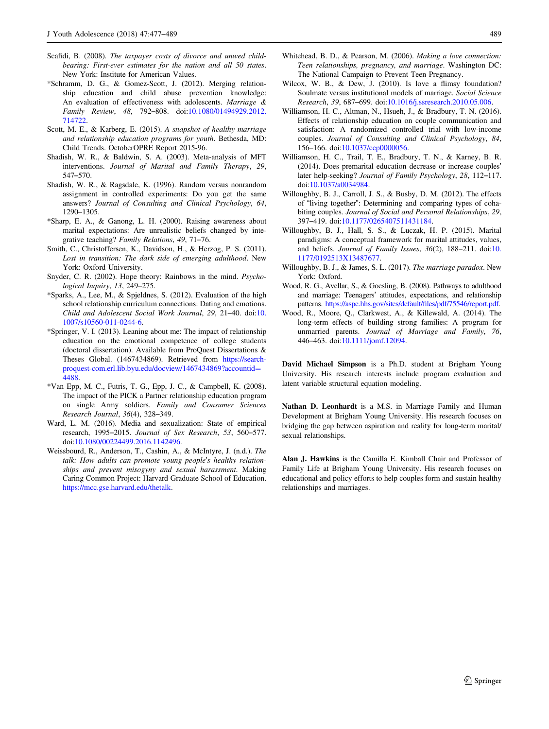Scafidi, B. (2008). *The taxpayer costs of divorce and unwed childbearing: First-ever estimates for the nation and all 50 states*. New York: Institute for American Values.

*Schramm, D. G., & Gomez-Scott, J. (2012). Merging relationship education and child abuse prevention knowledge: An evaluation of effectiveness with adolescents. *Marriage & Family Review*, *48*, 792–808. doi:10.1080/01494929.2012.714722.

Scott, M. E., & Karberg, E. (2015). *A snapshot of healthy marriage and relationship education programs for youth*. Bethesda, MD: Child Trends. OctoberOPRE Report 2015-96.

Shadish, W. R., & Baldwin, S. A. (2003). Meta-analysis of MFT interventions. *Journal of Marital and Family Therapy*, *29*, 547–570.

Shadish, W. R., & Ragsdale, K. (1996). Random versus nonrandom assignment in controlled experiments: Do you get the same answers? *Journal of Consulting and Clinical Psychology*, *64*, 1290–1305.

*Sharp, E. A., & Ganong, L. H. (2000). Raising awareness about marital expectations: Are unrealistic beliefs changed by integrative teaching? *Family Relations*, *49*, 71–76.

Smith, C., Christoffersen, K., Davidson, H., & Herzog, P. S. (2011). *Lost in transition: The dark side of emerging adulthood*. New York: Oxford University.

Snyder, C. R. (2002). Hope theory: Rainbows in the mind. *Psychological Inquiry*, *13*, 249–275.

*Sparks, A., Lee, M., & Spjeldnes, S. (2012). Evaluation of the high school relationship curriculum connections: Dating and emotions. *Child and Adolescent Social Work Journal*, *29*, 21–40. doi:10.1007/s10560-011-0244-6.

*Springer, V. I. (2013). Leaning about me: The impact of relationship education on the emotional competence of college students (doctoral dissertation). Available from ProQuest Dissertations & Theses Global. (1467434869). Retrieved from https://search-proquest-com.erl.lib.byu.edu/docview/1467434869?accountid=4488.

*Van Epp, M. C., Futris, T. G., Epp, J. C., & Campbell, K. (2008). The impact of the PICK a Partner relationship education program on single Army soldiers. *Family and Consumer Sciences Research Journal*, *36*(4), 328–349.

Ward, L. M. (2016). Media and sexualization: State of empirical research, 1995–2015. *Journal of Sex Research*, *53*, 560–577. doi:10.1080/00224499.2016.1142496.

Weissbourd, R., Anderson, T., Cashin, A., & McIntyre, J. (n.d.). *The talk: How adults can promote young people's healthy relationships and prevent misogyny and sexual harassment*. Making Caring Common Project: Harvard Graduate School of Education. https://mcc.gse.harvard.edu/thetalk.

Whitehead, B. D., & Pearson, M. (2006). *Making a love connection: Teen relationships, pregnancy, and marriage*. Washington DC: The National Campaign to Prevent Teen Pregnancy.

Wilcox, W. B., & Dew, J. (2010). Is love a flimsy foundation? Soulmate versus institutional models of marriage. *Social Science Research*, *39*, 687–699. doi:10.1016/j.ssresearch.2010.05.006.

Williamson, H. C., Altman, N., Hsueh, J., & Bradbury, T. N. (2016). Effects of relationship education on couple communication and satisfaction: A randomized controlled trial with low-income couples. *Journal of Consulting and Clinical Psychology*, *84*, 156–166. doi:10.1037/ccp0000056.

Williamson, H. C., Trail, T. E., Bradbury, T. N., & Karney, B. R. (2014). Does premarital education decrease or increase couples' later help-seeking? *Journal of Family Psychology*, *28*, 112–117. doi:10.1037/a0034984.

Willoughby, B. J., Carroll, J. S., & Busby, D. M. (2012). The effects of "living together": Determining and comparing types of cohabiting couples. *Journal of Social and Personal Relationships*, *29*, 397–419. doi:10.1177/0265407511431184.

Willoughby, B. J., Hall, S. S., & Luczak, H. P. (2015). Marital paradigms: A conceptual framework for marital attitudes, values, and beliefs. *Journal of Family Issues*, *36*(2), 188–211. doi:10.1177/0192513X13487677.

Willoughby, B. J., & James, S. L. (2017). *The marriage paradox*. New York: Oxford.

Wood, R. G., Avellar, S., & Goesling, B. (2008). Pathways to adulthood and marriage: Teenagers' attitudes, expectations, and relationship patterns. https://aspe.hhs.gov/sites/default/files/pdf/75546/report.pdf.

Wood, R., Moore, Q., Clarkwest, A., & Killewald, A. (2014). The long-term effects of building strong families: A program for unmarried parents. *Journal of Marriage and Family*, *76*, 446–463. doi:10.1111/jomf.12094.

**David Michael Simpson** is a Ph.D. student at Brigham Young University. His research interests include program evaluation and latent variable structural equation modeling.

**Nathan D. Leonhardt** is a M.S. in Marriage Family and Human Development at Brigham Young University. His research focuses on bridging the gap between aspiration and reality for long-term marital/sexual relationships.

**Alan J. Hawkins** is the Camilla E. Kimball Chair and Professor of Family Life at Brigham Young University. His research focuses on educational and policy efforts to help couples form and sustain healthy relationships and marriages.